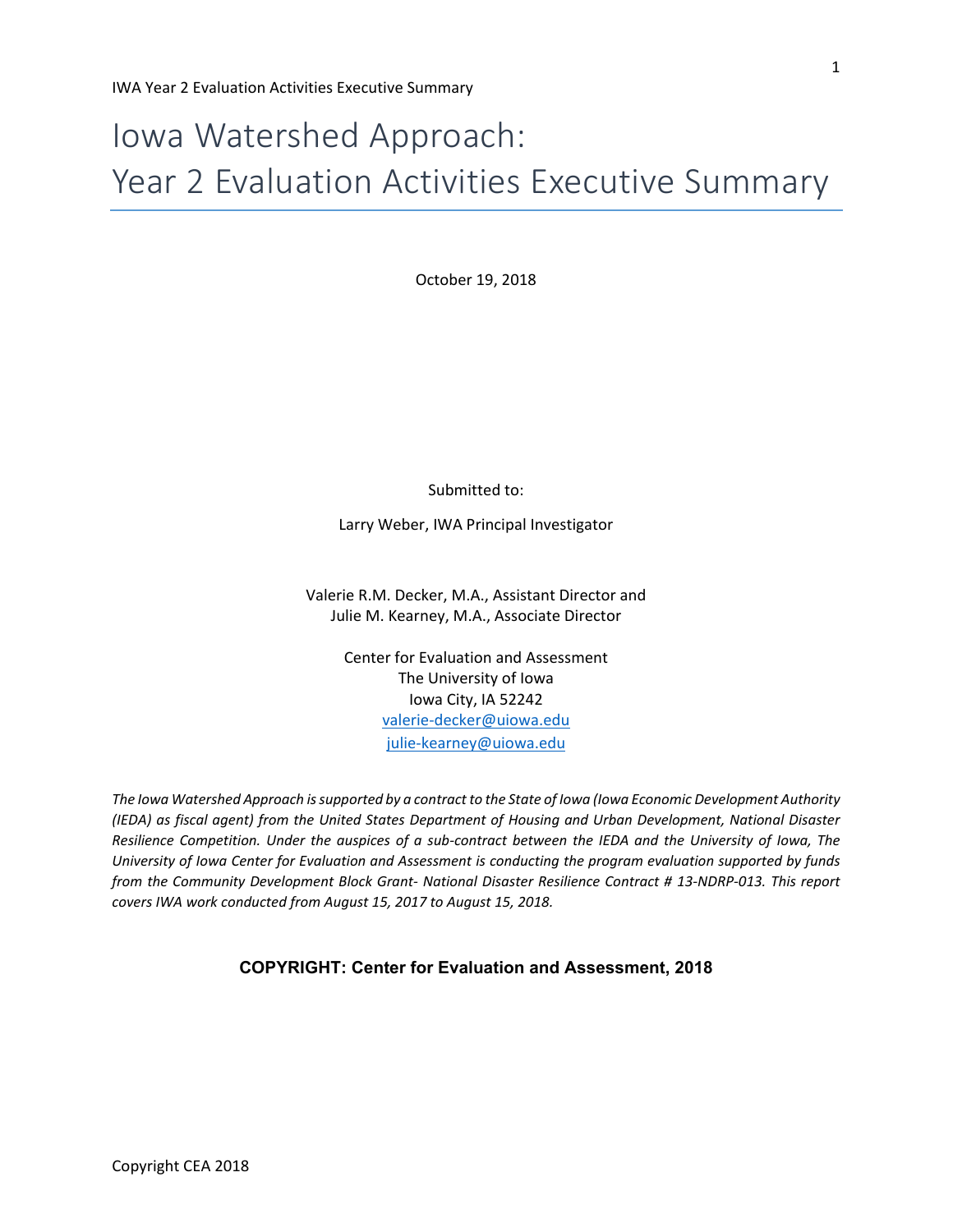# Iowa Watershed Approach:
# Year 2 Evaluation Activities Executive Summary

October 19, 2018

Submitted to:

Larry Weber, IWA Principal Investigator

Valerie R.M. Decker, M.A., Assistant Director and
Julie M. Kearney, M.A., Associate Director

Center for Evaluation and Assessment
The University of Iowa
Iowa City, IA 52242
valerie-decker@uiowa.edu
julie-kearney@uiowa.edu

*The Iowa Watershed Approach is supported by a contract to the State of Iowa (Iowa Economic Development Authority (IEDA) as fiscal agent) from the United States Department of Housing and Urban Development, National Disaster Resilience Competition. Under the auspices of a sub-contract between the IEDA and the University of Iowa, The University of Iowa Center for Evaluation and Assessment is conducting the program evaluation supported by funds from the Community Development Block Grant- National Disaster Resilience Contract # 13-NDRP-013. This report covers IWA work conducted from August 15, 2017 to August 15, 2018.*

**COPYRIGHT: Center for Evaluation and Assessment, 2018**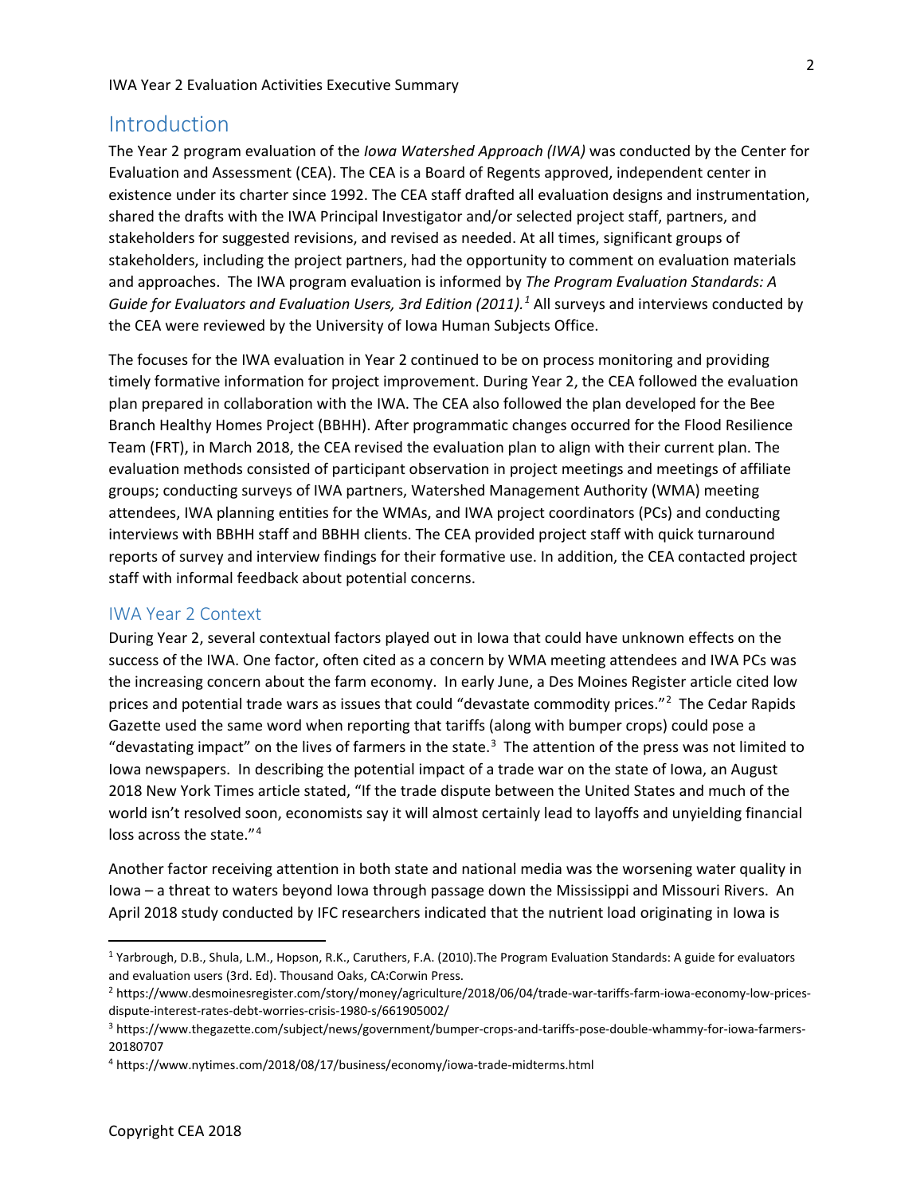## Introduction

The Year 2 program evaluation of the *Iowa Watershed Approach (IWA)* was conducted by the Center for Evaluation and Assessment (CEA). The CEA is a Board of Regents approved, independent center in existence under its charter since 1992. The CEA staff drafted all evaluation designs and instrumentation, shared the drafts with the IWA Principal Investigator and/or selected project staff, partners, and stakeholders for suggested revisions, and revised as needed. At all times, significant groups of stakeholders, including the project partners, had the opportunity to comment on evaluation materials and approaches. The IWA program evaluation is informed by *The Program Evaluation Standards: A Guide for Evaluators and Evaluation Users, 3rd Edition (2011).*[1] All surveys and interviews conducted by the CEA were reviewed by the University of Iowa Human Subjects Office.

The focuses for the IWA evaluation in Year 2 continued to be on process monitoring and providing timely formative information for project improvement. During Year 2, the CEA followed the evaluation plan prepared in collaboration with the IWA. The CEA also followed the plan developed for the Bee Branch Healthy Homes Project (BBHH). After programmatic changes occurred for the Flood Resilience Team (FRT), in March 2018, the CEA revised the evaluation plan to align with their current plan. The evaluation methods consisted of participant observation in project meetings and meetings of affiliate groups; conducting surveys of IWA partners, Watershed Management Authority (WMA) meeting attendees, IWA planning entities for the WMAs, and IWA project coordinators (PCs) and conducting interviews with BBHH staff and BBHH clients. The CEA provided project staff with quick turnaround reports of survey and interview findings for their formative use. In addition, the CEA contacted project staff with informal feedback about potential concerns.

### IWA Year 2 Context

During Year 2, several contextual factors played out in Iowa that could have unknown effects on the success of the IWA. One factor, often cited as a concern by WMA meeting attendees and IWA PCs was the increasing concern about the farm economy. In early June, a Des Moines Register article cited low prices and potential trade wars as issues that could "devastate commodity prices."[2] The Cedar Rapids Gazette used the same word when reporting that tariffs (along with bumper crops) could pose a "devastating impact" on the lives of farmers in the state.[3] The attention of the press was not limited to Iowa newspapers. In describing the potential impact of a trade war on the state of Iowa, an August 2018 New York Times article stated, "If the trade dispute between the United States and much of the world isn't resolved soon, economists say it will almost certainly lead to layoffs and unyielding financial loss across the state."[4]

Another factor receiving attention in both state and national media was the worsening water quality in Iowa – a threat to waters beyond Iowa through passage down the Mississippi and Missouri Rivers. An April 2018 study conducted by IFC researchers indicated that the nutrient load originating in Iowa is

---

[1] Yarbrough, D.B., Shula, L.M., Hopson, R.K., Caruthers, F.A. (2010).The Program Evaluation Standards: A guide for evaluators and evaluation users (3rd. Ed). Thousand Oaks, CA:Corwin Press.

[2] https://www.desmoinesregister.com/story/money/agriculture/2018/06/04/trade-war-tariffs-farm-iowa-economy-low-prices-dispute-interest-rates-debt-worries-crisis-1980-s/661905002/

[3] https://www.thegazette.com/subject/news/government/bumper-crops-and-tariffs-pose-double-whammy-for-iowa-farmers-20180707

[4] https://www.nytimes.com/2018/08/17/business/economy/iowa-trade-midterms.html

Copyright CEA 2018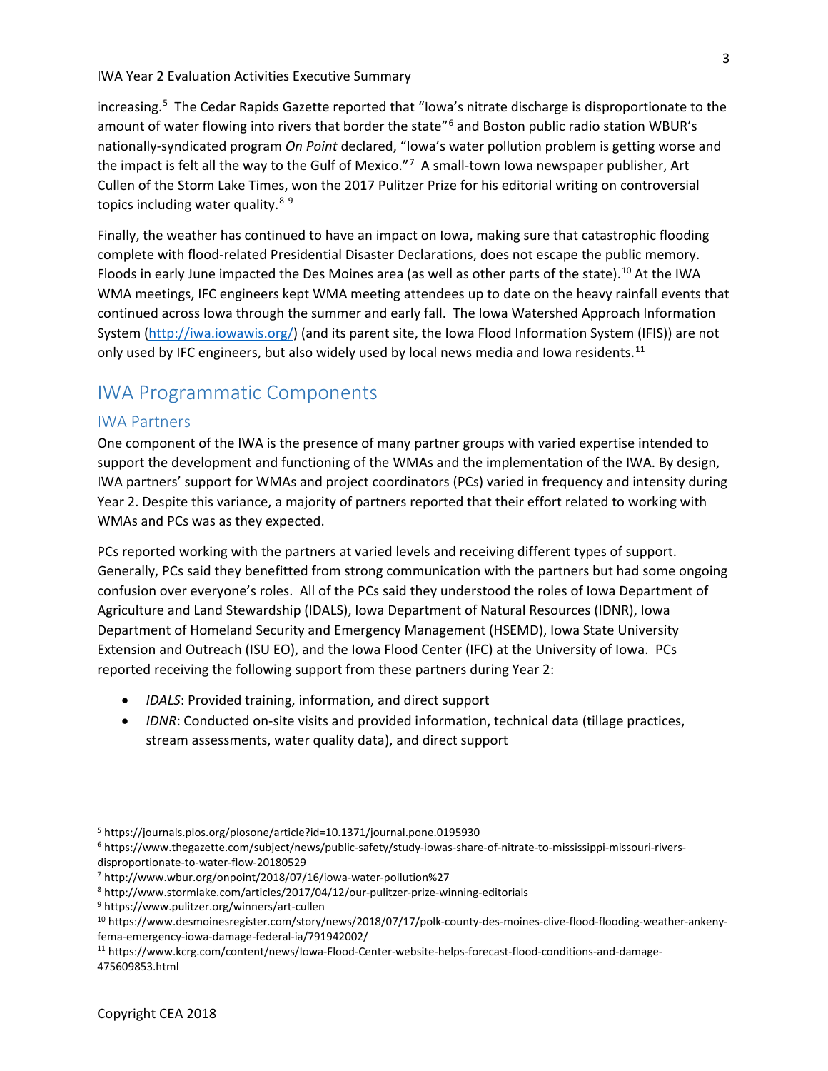increasing.[5] The Cedar Rapids Gazette reported that “Iowa’s nitrate discharge is disproportionate to the amount of water flowing into rivers that border the state”[6] and Boston public radio station WBUR’s nationally-syndicated program *On Point* declared, “Iowa’s water pollution problem is getting worse and the impact is felt all the way to the Gulf of Mexico.”[7] A small-town Iowa newspaper publisher, Art Cullen of the Storm Lake Times, won the 2017 Pulitzer Prize for his editorial writing on controversial topics including water quality.[8] [9]

Finally, the weather has continued to have an impact on Iowa, making sure that catastrophic flooding complete with flood-related Presidential Disaster Declarations, does not escape the public memory. Floods in early June impacted the Des Moines area (as well as other parts of the state).[10] At the IWA WMA meetings, IFC engineers kept WMA meeting attendees up to date on the heavy rainfall events that continued across Iowa through the summer and early fall. The Iowa Watershed Approach Information System (http://iwa.iowawis.org/) (and its parent site, the Iowa Flood Information System (IFIS)) are not only used by IFC engineers, but also widely used by local news media and Iowa residents.[11]

## IWA Programmatic Components

### IWA Partners

One component of the IWA is the presence of many partner groups with varied expertise intended to support the development and functioning of the WMAs and the implementation of the IWA. By design, IWA partners’ support for WMAs and project coordinators (PCs) varied in frequency and intensity during Year 2. Despite this variance, a majority of partners reported that their effort related to working with WMAs and PCs was as they expected.

PCs reported working with the partners at varied levels and receiving different types of support. Generally, PCs said they benefitted from strong communication with the partners but had some ongoing confusion over everyone’s roles. All of the PCs said they understood the roles of Iowa Department of Agriculture and Land Stewardship (IDALS), Iowa Department of Natural Resources (IDNR), Iowa Department of Homeland Security and Emergency Management (HSEMD), Iowa State University Extension and Outreach (ISU EO), and the Iowa Flood Center (IFC) at the University of Iowa. PCs reported receiving the following support from these partners during Year 2:

- *IDALS*: Provided training, information, and direct support
- *IDNR*: Conducted on-site visits and provided information, technical data (tillage practices, stream assessments, water quality data), and direct support

---

[5] https://journals.plos.org/plosone/article?id=10.1371/journal.pone.0195930

[6] https://www.thegazette.com/subject/news/public-safety/study-iowas-share-of-nitrate-to-mississippi-missouri-rivers-disproportionate-to-water-flow-20180529

[7] http://www.wbur.org/onpoint/2018/07/16/iowa-water-pollution%27

[8] http://www.stormlake.com/articles/2017/04/12/our-pulitzer-prize-winning-editorials

[9] https://www.pulitzer.org/winners/art-cullen

[10] https://www.desmoinesregister.com/story/news/2018/07/17/polk-county-des-moines-clive-flood-flooding-weather-ankeny-fema-emergency-iowa-damage-federal-ia/791942002/

[11] https://www.kcrg.com/content/news/Iowa-Flood-Center-website-helps-forecast-flood-conditions-and-damage-475609853.html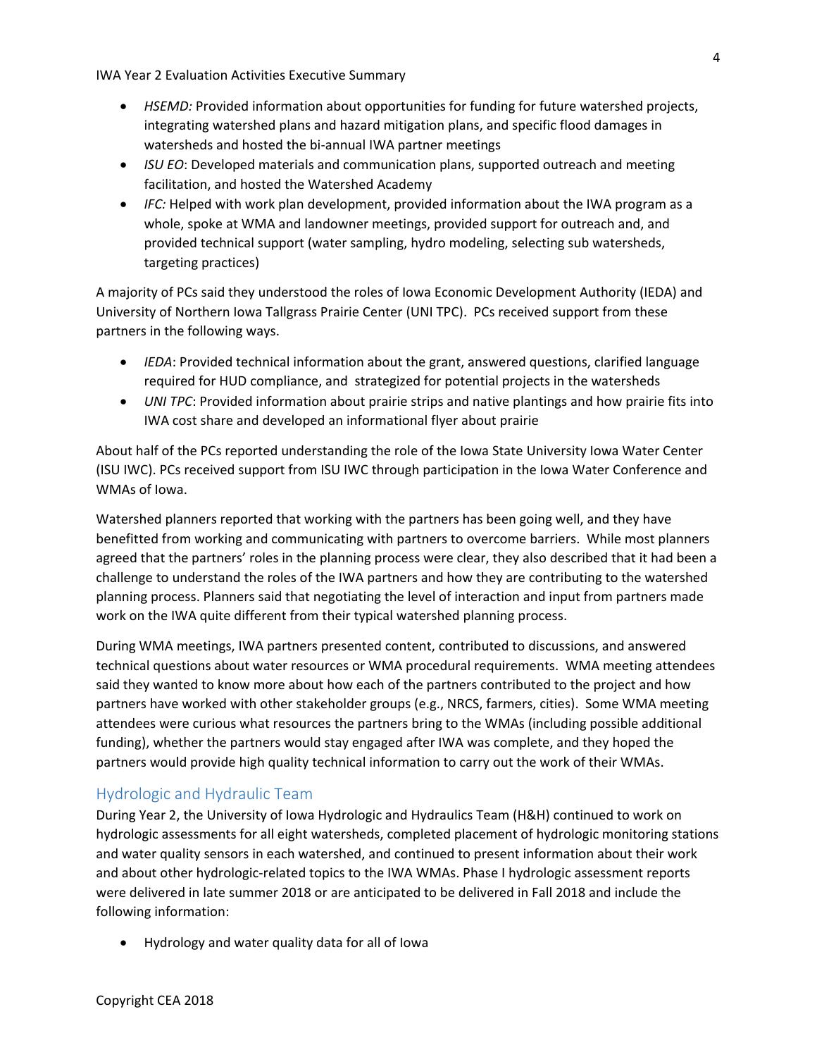- *HSEMD:* Provided information about opportunities for funding for future watershed projects, integrating watershed plans and hazard mitigation plans, and specific flood damages in watersheds and hosted the bi-annual IWA partner meetings
- *ISU EO*: Developed materials and communication plans, supported outreach and meeting facilitation, and hosted the Watershed Academy
- *IFC:* Helped with work plan development, provided information about the IWA program as a whole, spoke at WMA and landowner meetings, provided support for outreach and, and provided technical support (water sampling, hydro modeling, selecting sub watersheds, targeting practices)

A majority of PCs said they understood the roles of Iowa Economic Development Authority (IEDA) and University of Northern Iowa Tallgrass Prairie Center (UNI TPC). PCs received support from these partners in the following ways.

- *IEDA*: Provided technical information about the grant, answered questions, clarified language required for HUD compliance, and strategized for potential projects in the watersheds
- *UNI TPC*: Provided information about prairie strips and native plantings and how prairie fits into IWA cost share and developed an informational flyer about prairie

About half of the PCs reported understanding the role of the Iowa State University Iowa Water Center (ISU IWC). PCs received support from ISU IWC through participation in the Iowa Water Conference and WMAs of Iowa.

Watershed planners reported that working with the partners has been going well, and they have benefitted from working and communicating with partners to overcome barriers. While most planners agreed that the partners' roles in the planning process were clear, they also described that it had been a challenge to understand the roles of the IWA partners and how they are contributing to the watershed planning process. Planners said that negotiating the level of interaction and input from partners made work on the IWA quite different from their typical watershed planning process.

During WMA meetings, IWA partners presented content, contributed to discussions, and answered technical questions about water resources or WMA procedural requirements. WMA meeting attendees said they wanted to know more about how each of the partners contributed to the project and how partners have worked with other stakeholder groups (e.g., NRCS, farmers, cities). Some WMA meeting attendees were curious what resources the partners bring to the WMAs (including possible additional funding), whether the partners would stay engaged after IWA was complete, and they hoped the partners would provide high quality technical information to carry out the work of their WMAs.

## Hydrologic and Hydraulic Team

During Year 2, the University of Iowa Hydrologic and Hydraulics Team (H&H) continued to work on hydrologic assessments for all eight watersheds, completed placement of hydrologic monitoring stations and water quality sensors in each watershed, and continued to present information about their work and about other hydrologic-related topics to the IWA WMAs. Phase I hydrologic assessment reports were delivered in late summer 2018 or are anticipated to be delivered in Fall 2018 and include the following information:

- Hydrology and water quality data for all of Iowa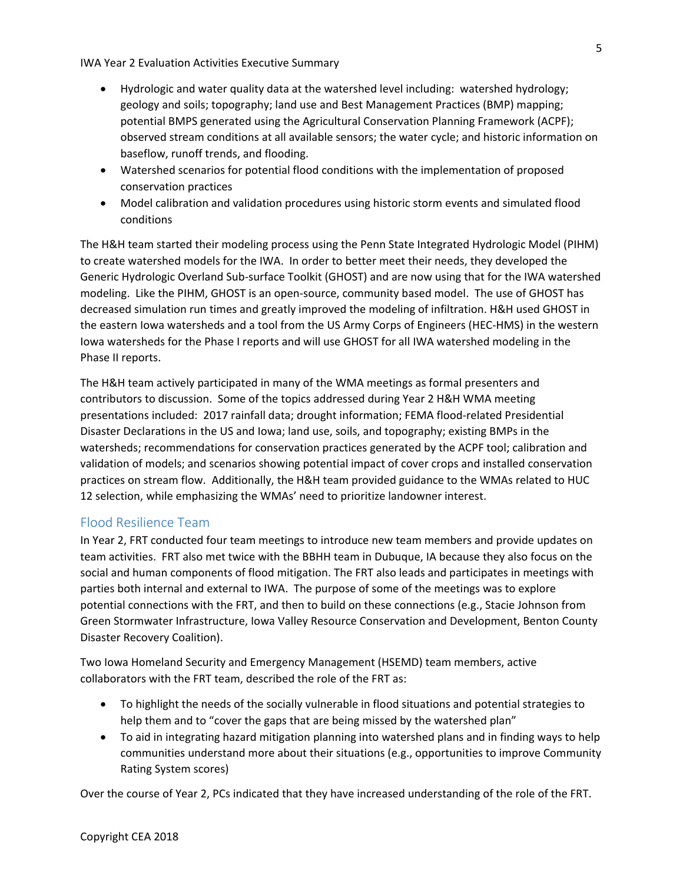- Hydrologic and water quality data at the watershed level including: watershed hydrology; geology and soils; topography; land use and Best Management Practices (BMP) mapping; potential BMPS generated using the Agricultural Conservation Planning Framework (ACPF); observed stream conditions at all available sensors; the water cycle; and historic information on baseflow, runoff trends, and flooding.
- Watershed scenarios for potential flood conditions with the implementation of proposed conservation practices
- Model calibration and validation procedures using historic storm events and simulated flood conditions

The H&H team started their modeling process using the Penn State Integrated Hydrologic Model (PIHM) to create watershed models for the IWA. In order to better meet their needs, they developed the Generic Hydrologic Overland Sub-surface Toolkit (GHOST) and are now using that for the IWA watershed modeling. Like the PIHM, GHOST is an open-source, community based model. The use of GHOST has decreased simulation run times and greatly improved the modeling of infiltration. H&H used GHOST in the eastern Iowa watersheds and a tool from the US Army Corps of Engineers (HEC-HMS) in the western Iowa watersheds for the Phase I reports and will use GHOST for all IWA watershed modeling in the Phase II reports.

The H&H team actively participated in many of the WMA meetings as formal presenters and contributors to discussion. Some of the topics addressed during Year 2 H&H WMA meeting presentations included: 2017 rainfall data; drought information; FEMA flood-related Presidential Disaster Declarations in the US and Iowa; land use, soils, and topography; existing BMPs in the watersheds; recommendations for conservation practices generated by the ACPF tool; calibration and validation of models; and scenarios showing potential impact of cover crops and installed conservation practices on stream flow. Additionally, the H&H team provided guidance to the WMAs related to HUC 12 selection, while emphasizing the WMAs' need to prioritize landowner interest.

## Flood Resilience Team

In Year 2, FRT conducted four team meetings to introduce new team members and provide updates on team activities. FRT also met twice with the BBHH team in Dubuque, IA because they also focus on the social and human components of flood mitigation. The FRT also leads and participates in meetings with parties both internal and external to IWA. The purpose of some of the meetings was to explore potential connections with the FRT, and then to build on these connections (e.g., Stacie Johnson from Green Stormwater Infrastructure, Iowa Valley Resource Conservation and Development, Benton County Disaster Recovery Coalition).

Two Iowa Homeland Security and Emergency Management (HSEMD) team members, active collaborators with the FRT team, described the role of the FRT as:

- To highlight the needs of the socially vulnerable in flood situations and potential strategies to help them and to "cover the gaps that are being missed by the watershed plan"
- To aid in integrating hazard mitigation planning into watershed plans and in finding ways to help communities understand more about their situations (e.g., opportunities to improve Community Rating System scores)

Over the course of Year 2, PCs indicated that they have increased understanding of the role of the FRT.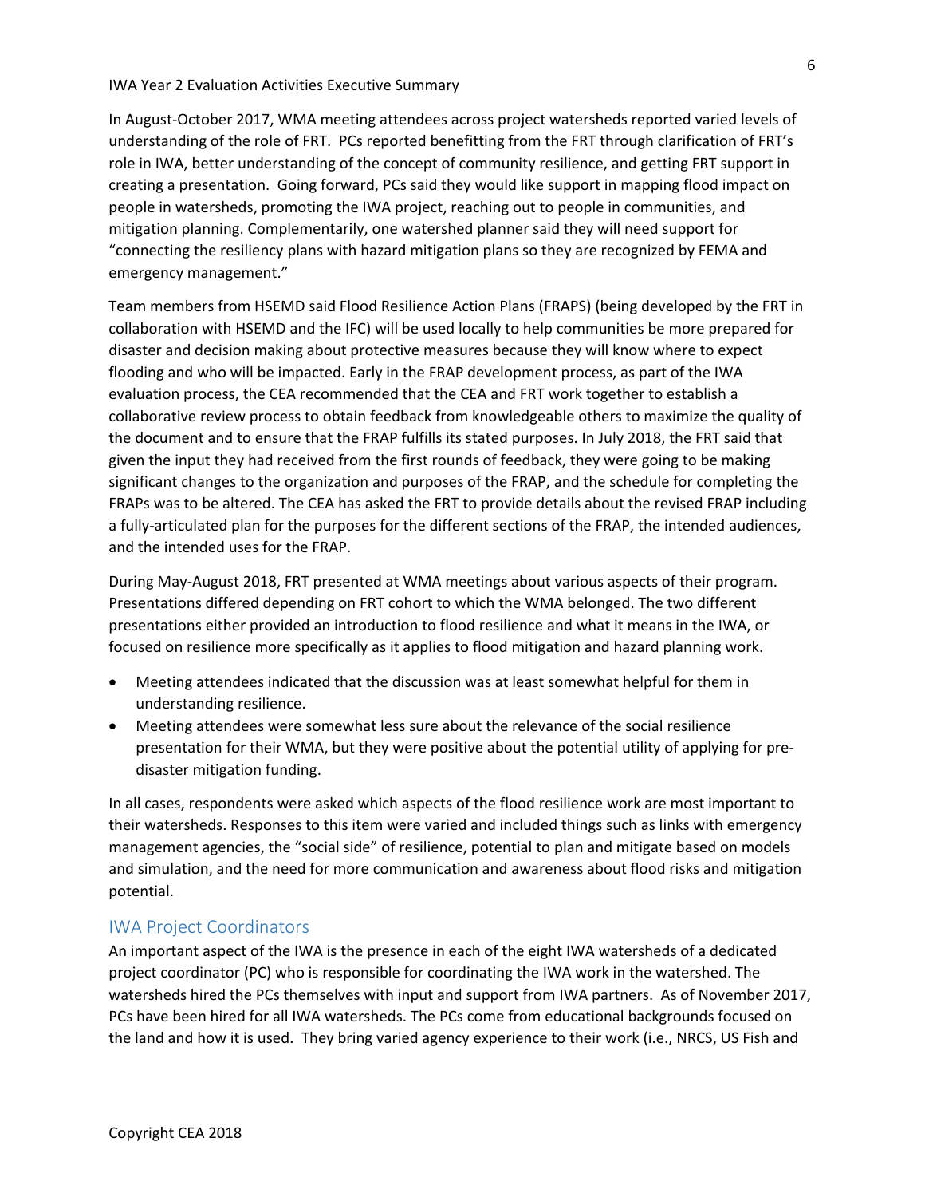In August-October 2017, WMA meeting attendees across project watersheds reported varied levels of understanding of the role of FRT. PCs reported benefitting from the FRT through clarification of FRT's role in IWA, better understanding of the concept of community resilience, and getting FRT support in creating a presentation. Going forward, PCs said they would like support in mapping flood impact on people in watersheds, promoting the IWA project, reaching out to people in communities, and mitigation planning. Complementarily, one watershed planner said they will need support for "connecting the resiliency plans with hazard mitigation plans so they are recognized by FEMA and emergency management."

Team members from HSEMD said Flood Resilience Action Plans (FRAPS) (being developed by the FRT in collaboration with HSEMD and the IFC) will be used locally to help communities be more prepared for disaster and decision making about protective measures because they will know where to expect flooding and who will be impacted. Early in the FRAP development process, as part of the IWA evaluation process, the CEA recommended that the CEA and FRT work together to establish a collaborative review process to obtain feedback from knowledgeable others to maximize the quality of the document and to ensure that the FRAP fulfills its stated purposes. In July 2018, the FRT said that given the input they had received from the first rounds of feedback, they were going to be making significant changes to the organization and purposes of the FRAP, and the schedule for completing the FRAPs was to be altered. The CEA has asked the FRT to provide details about the revised FRAP including a fully-articulated plan for the purposes for the different sections of the FRAP, the intended audiences, and the intended uses for the FRAP.

During May-August 2018, FRT presented at WMA meetings about various aspects of their program. Presentations differed depending on FRT cohort to which the WMA belonged. The two different presentations either provided an introduction to flood resilience and what it means in the IWA, or focused on resilience more specifically as it applies to flood mitigation and hazard planning work.

- Meeting attendees indicated that the discussion was at least somewhat helpful for them in understanding resilience.
- Meeting attendees were somewhat less sure about the relevance of the social resilience presentation for their WMA, but they were positive about the potential utility of applying for pre-disaster mitigation funding.

In all cases, respondents were asked which aspects of the flood resilience work are most important to their watersheds. Responses to this item were varied and included things such as links with emergency management agencies, the "social side" of resilience, potential to plan and mitigate based on models and simulation, and the need for more communication and awareness about flood risks and mitigation potential.

## IWA Project Coordinators

An important aspect of the IWA is the presence in each of the eight IWA watersheds of a dedicated project coordinator (PC) who is responsible for coordinating the IWA work in the watershed. The watersheds hired the PCs themselves with input and support from IWA partners. As of November 2017, PCs have been hired for all IWA watersheds. The PCs come from educational backgrounds focused on the land and how it is used. They bring varied agency experience to their work (i.e., NRCS, US Fish and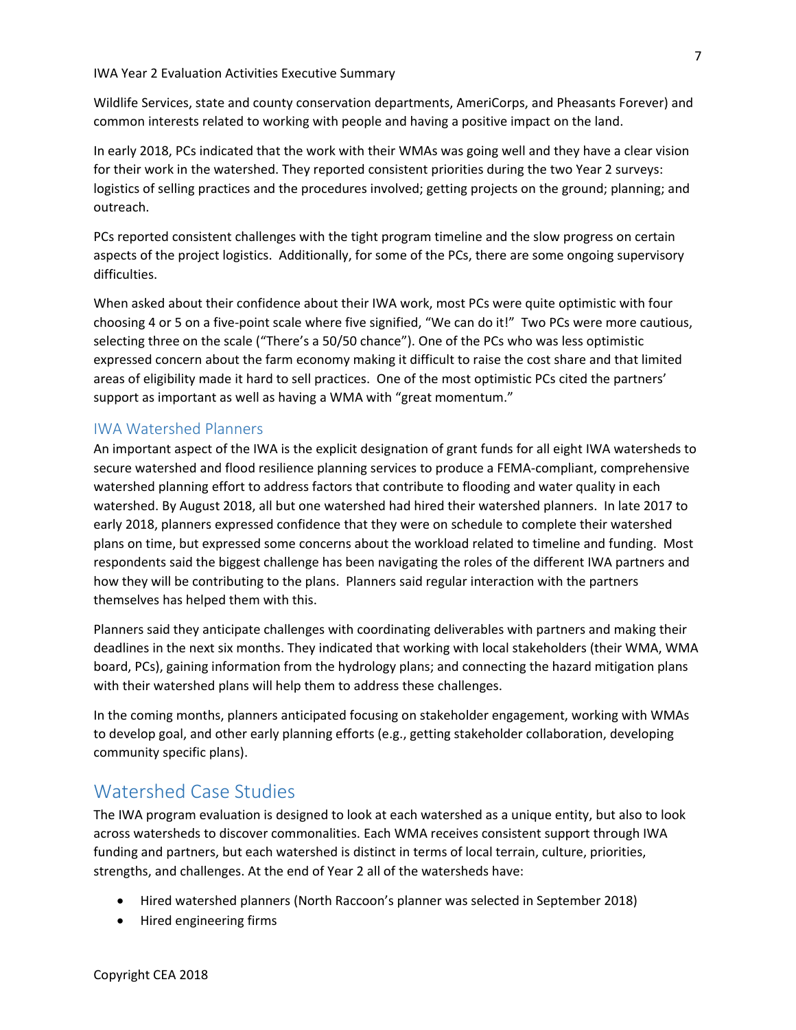Wildlife Services, state and county conservation departments, AmeriCorps, and Pheasants Forever) and common interests related to working with people and having a positive impact on the land.

In early 2018, PCs indicated that the work with their WMAs was going well and they have a clear vision for their work in the watershed. They reported consistent priorities during the two Year 2 surveys: logistics of selling practices and the procedures involved; getting projects on the ground; planning; and outreach.

PCs reported consistent challenges with the tight program timeline and the slow progress on certain aspects of the project logistics. Additionally, for some of the PCs, there are some ongoing supervisory difficulties.

When asked about their confidence about their IWA work, most PCs were quite optimistic with four choosing 4 or 5 on a five-point scale where five signified, "We can do it!" Two PCs were more cautious, selecting three on the scale ("There's a 50/50 chance"). One of the PCs who was less optimistic expressed concern about the farm economy making it difficult to raise the cost share and that limited areas of eligibility made it hard to sell practices. One of the most optimistic PCs cited the partners' support as important as well as having a WMA with "great momentum."

### IWA Watershed Planners

An important aspect of the IWA is the explicit designation of grant funds for all eight IWA watersheds to secure watershed and flood resilience planning services to produce a FEMA-compliant, comprehensive watershed planning effort to address factors that contribute to flooding and water quality in each watershed. By August 2018, all but one watershed had hired their watershed planners. In late 2017 to early 2018, planners expressed confidence that they were on schedule to complete their watershed plans on time, but expressed some concerns about the workload related to timeline and funding. Most respondents said the biggest challenge has been navigating the roles of the different IWA partners and how they will be contributing to the plans. Planners said regular interaction with the partners themselves has helped them with this.

Planners said they anticipate challenges with coordinating deliverables with partners and making their deadlines in the next six months. They indicated that working with local stakeholders (their WMA, WMA board, PCs), gaining information from the hydrology plans; and connecting the hazard mitigation plans with their watershed plans will help them to address these challenges.

In the coming months, planners anticipated focusing on stakeholder engagement, working with WMAs to develop goal, and other early planning efforts (e.g., getting stakeholder collaboration, developing community specific plans).

## Watershed Case Studies

The IWA program evaluation is designed to look at each watershed as a unique entity, but also to look across watersheds to discover commonalities. Each WMA receives consistent support through IWA funding and partners, but each watershed is distinct in terms of local terrain, culture, priorities, strengths, and challenges. At the end of Year 2 all of the watersheds have:

- Hired watershed planners (North Raccoon's planner was selected in September 2018)
- Hired engineering firms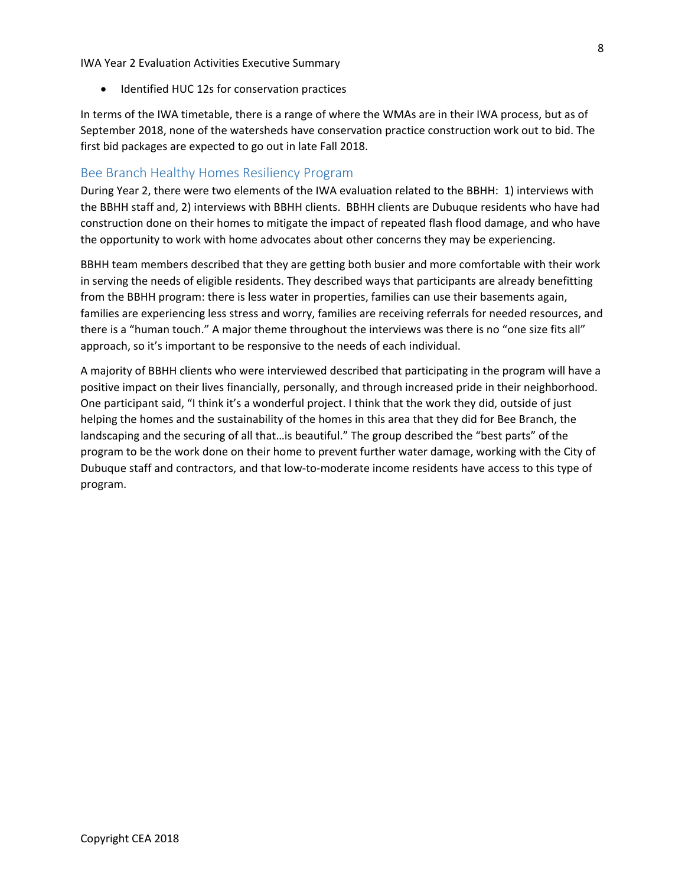- Identified HUC 12s for conservation practices

In terms of the IWA timetable, there is a range of where the WMAs are in their IWA process, but as of September 2018, none of the watersheds have conservation practice construction work out to bid. The first bid packages are expected to go out in late Fall 2018.

## Bee Branch Healthy Homes Resiliency Program

During Year 2, there were two elements of the IWA evaluation related to the BBHH: 1) interviews with the BBHH staff and, 2) interviews with BBHH clients. BBHH clients are Dubuque residents who have had construction done on their homes to mitigate the impact of repeated flash flood damage, and who have the opportunity to work with home advocates about other concerns they may be experiencing.

BBHH team members described that they are getting both busier and more comfortable with their work in serving the needs of eligible residents. They described ways that participants are already benefitting from the BBHH program: there is less water in properties, families can use their basements again, families are experiencing less stress and worry, families are receiving referrals for needed resources, and there is a "human touch." A major theme throughout the interviews was there is no "one size fits all" approach, so it's important to be responsive to the needs of each individual.

A majority of BBHH clients who were interviewed described that participating in the program will have a positive impact on their lives financially, personally, and through increased pride in their neighborhood. One participant said, "I think it's a wonderful project. I think that the work they did, outside of just helping the homes and the sustainability of the homes in this area that they did for Bee Branch, the landscaping and the securing of all that…is beautiful." The group described the "best parts" of the program to be the work done on their home to prevent further water damage, working with the City of Dubuque staff and contractors, and that low-to-moderate income residents have access to this type of program.